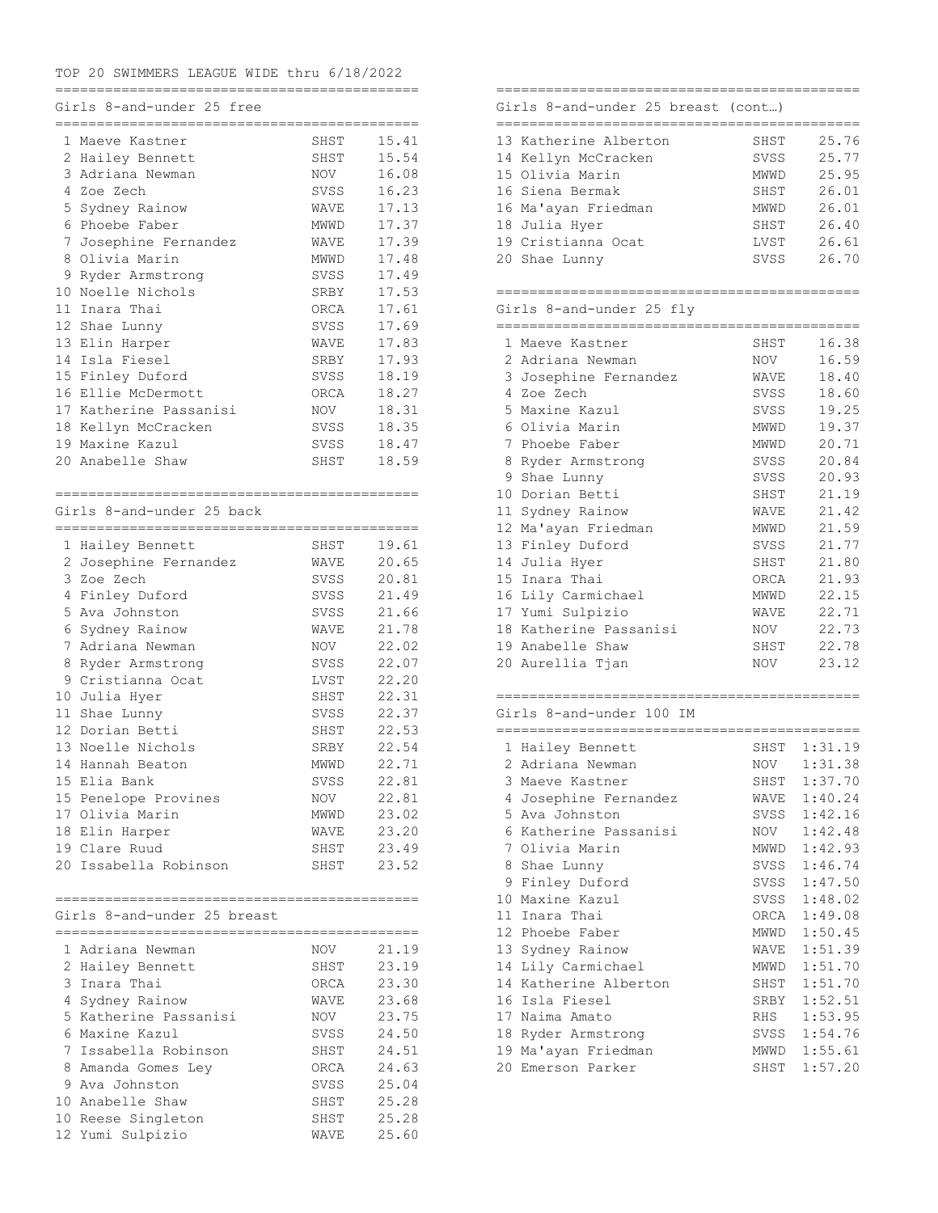TOP 20 SWIMMERS LEAGUE WIDE thru 6/18/2022

## Girls 8-and-under 25 free

| Rank | Name | Team | Time |
|---|---|---|---|
| 1 | Maeve Kastner | SHST | 15.41 |
| 2 | Hailey Bennett | SHST | 15.54 |
| 3 | Adriana Newman | NOV | 16.08 |
| 4 | Zoe Zech | SVSS | 16.23 |
| 5 | Sydney Rainow | WAVE | 17.13 |
| 6 | Phoebe Faber | MWWD | 17.37 |
| 7 | Josephine Fernandez | WAVE | 17.39 |
| 8 | Olivia Marin | MWWD | 17.48 |
| 9 | Ryder Armstrong | SVSS | 17.49 |
| 10 | Noelle Nichols | SRBY | 17.53 |
| 11 | Inara Thai | ORCA | 17.61 |
| 12 | Shae Lunny | SVSS | 17.69 |
| 13 | Elin Harper | WAVE | 17.83 |
| 14 | Isla Fiesel | SRBY | 17.93 |
| 15 | Finley Duford | SVSS | 18.19 |
| 16 | Ellie McDermott | ORCA | 18.27 |
| 17 | Katherine Passanisi | NOV | 18.31 |
| 18 | Kellyn McCracken | SVSS | 18.35 |
| 19 | Maxine Kazul | SVSS | 18.47 |
| 20 | Anabelle Shaw | SHST | 18.59 |

## Girls 8-and-under 25 back

| Rank | Name | Team | Time |
|---|---|---|---|
| 1 | Hailey Bennett | SHST | 19.61 |
| 2 | Josephine Fernandez | WAVE | 20.65 |
| 3 | Zoe Zech | SVSS | 20.81 |
| 4 | Finley Duford | SVSS | 21.49 |
| 5 | Ava Johnston | SVSS | 21.66 |
| 6 | Sydney Rainow | WAVE | 21.78 |
| 7 | Adriana Newman | NOV | 22.02 |
| 8 | Ryder Armstrong | SVSS | 22.07 |
| 9 | Cristianna Ocat | LVST | 22.20 |
| 10 | Julia Hyer | SHST | 22.31 |
| 11 | Shae Lunny | SVSS | 22.37 |
| 12 | Dorian Betti | SHST | 22.53 |
| 13 | Noelle Nichols | SRBY | 22.54 |
| 14 | Hannah Beaton | MWWD | 22.71 |
| 15 | Elia Bank | SVSS | 22.81 |
| 15 | Penelope Provines | NOV | 22.81 |
| 17 | Olivia Marin | MWWD | 23.02 |
| 18 | Elin Harper | WAVE | 23.20 |
| 19 | Clare Ruud | SHST | 23.49 |
| 20 | Issabella Robinson | SHST | 23.52 |

## Girls 8-and-under 25 breast

| Rank | Name | Team | Time |
|---|---|---|---|
| 1 | Adriana Newman | NOV | 21.19 |
| 2 | Hailey Bennett | SHST | 23.19 |
| 3 | Inara Thai | ORCA | 23.30 |
| 4 | Sydney Rainow | WAVE | 23.68 |
| 5 | Katherine Passanisi | NOV | 23.75 |
| 6 | Maxine Kazul | SVSS | 24.50 |
| 7 | Issabella Robinson | SHST | 24.51 |
| 8 | Amanda Gomes Ley | ORCA | 24.63 |
| 9 | Ava Johnston | SVSS | 25.04 |
| 10 | Anabelle Shaw | SHST | 25.28 |
| 10 | Reese Singleton | SHST | 25.28 |
| 12 | Yumi Sulpizio | WAVE | 25.60 |
| 13 | Katherine Alberton | SHST | 25.76 |
| 14 | Kellyn McCracken | SVSS | 25.77 |
| 15 | Olivia Marin | MWWD | 25.95 |
| 16 | Siena Bermak | SHST | 26.01 |
| 16 | Ma'ayan Friedman | MWWD | 26.01 |
| 18 | Julia Hyer | SHST | 26.40 |
| 19 | Cristianna Ocat | LVST | 26.61 |
| 20 | Shae Lunny | SVSS | 26.70 |

## Girls 8-and-under 25 fly

| Rank | Name | Team | Time |
|---|---|---|---|
| 1 | Maeve Kastner | SHST | 16.38 |
| 2 | Adriana Newman | NOV | 16.59 |
| 3 | Josephine Fernandez | WAVE | 18.40 |
| 4 | Zoe Zech | SVSS | 18.60 |
| 5 | Maxine Kazul | SVSS | 19.25 |
| 6 | Olivia Marin | MWWD | 19.37 |
| 7 | Phoebe Faber | MWWD | 20.71 |
| 8 | Ryder Armstrong | SVSS | 20.84 |
| 9 | Shae Lunny | SVSS | 20.93 |
| 10 | Dorian Betti | SHST | 21.19 |
| 11 | Sydney Rainow | WAVE | 21.42 |
| 12 | Ma'ayan Friedman | MWWD | 21.59 |
| 13 | Finley Duford | SVSS | 21.77 |
| 14 | Julia Hyer | SHST | 21.80 |
| 15 | Inara Thai | ORCA | 21.93 |
| 16 | Lily Carmichael | MWWD | 22.15 |
| 17 | Yumi Sulpizio | WAVE | 22.71 |
| 18 | Katherine Passanisi | NOV | 22.73 |
| 19 | Anabelle Shaw | SHST | 22.78 |
| 20 | Aurellia Tjan | NOV | 23.12 |

## Girls 8-and-under 100 IM

| Rank | Name | Team | Time |
|---|---|---|---|
| 1 | Hailey Bennett | SHST | 1:31.19 |
| 2 | Adriana Newman | NOV | 1:31.38 |
| 3 | Maeve Kastner | SHST | 1:37.70 |
| 4 | Josephine Fernandez | WAVE | 1:40.24 |
| 5 | Ava Johnston | SVSS | 1:42.16 |
| 6 | Katherine Passanisi | NOV | 1:42.48 |
| 7 | Olivia Marin | MWWD | 1:42.93 |
| 8 | Shae Lunny | SVSS | 1:46.74 |
| 9 | Finley Duford | SVSS | 1:47.50 |
| 10 | Maxine Kazul | SVSS | 1:48.02 |
| 11 | Inara Thai | ORCA | 1:49.08 |
| 12 | Phoebe Faber | MWWD | 1:50.45 |
| 13 | Sydney Rainow | WAVE | 1:51.39 |
| 14 | Lily Carmichael | MWWD | 1:51.70 |
| 14 | Katherine Alberton | SHST | 1:51.70 |
| 16 | Isla Fiesel | SRBY | 1:52.51 |
| 17 | Naima Amato | RHS | 1:53.95 |
| 18 | Ryder Armstrong | SVSS | 1:54.76 |
| 19 | Ma'ayan Friedman | MWWD | 1:55.61 |
| 20 | Emerson Parker | SHST | 1:57.20 |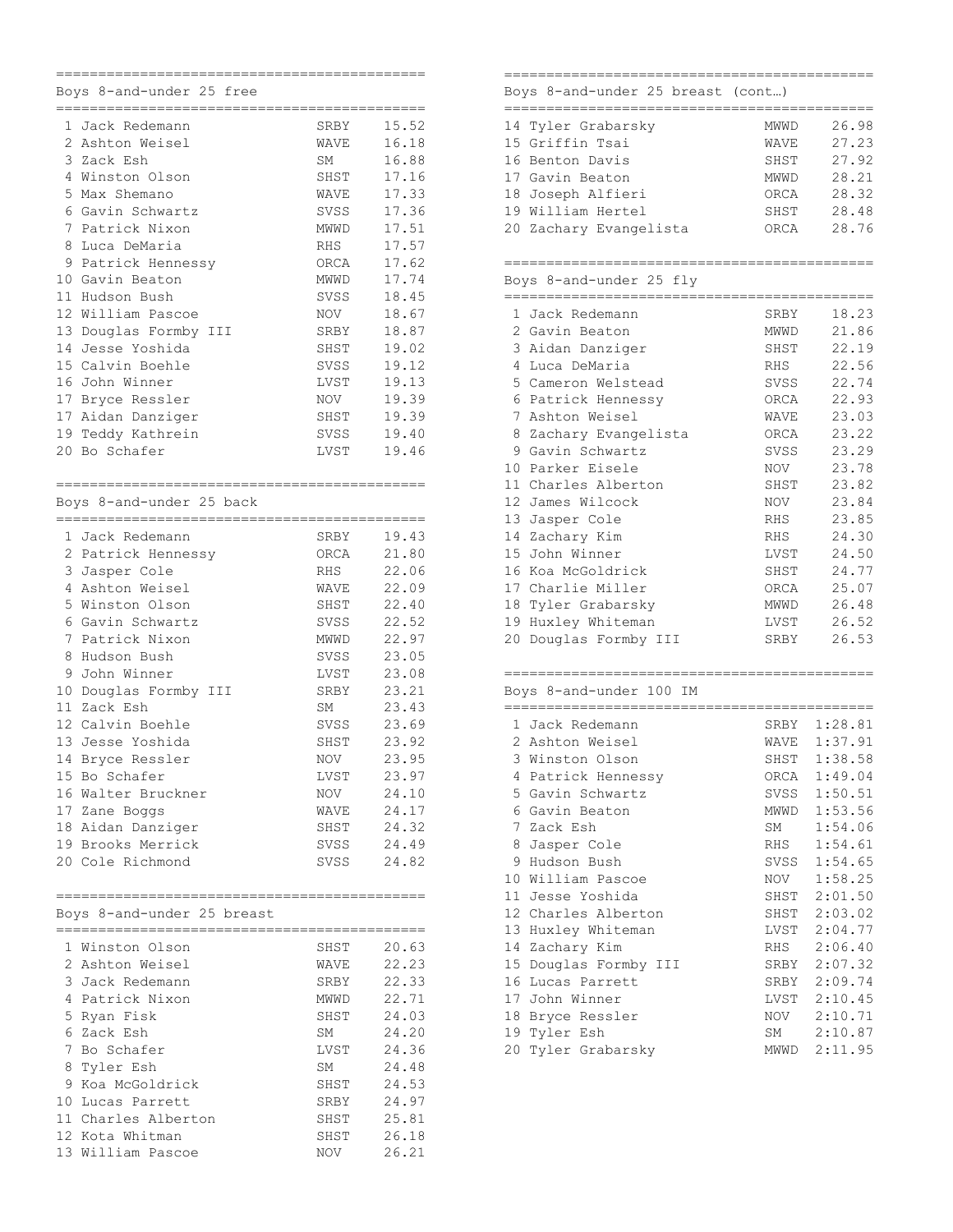## Boys 8-and-under 25 free

| Place | Name | Team | Time |
|---|---|---|---|
| 1 | Jack Redemann | SRBY | 15.52 |
| 2 | Ashton Weisel | WAVE | 16.18 |
| 3 | Zack Esh | SM | 16.88 |
| 4 | Winston Olson | SHST | 17.16 |
| 5 | Max Shemano | WAVE | 17.33 |
| 6 | Gavin Schwartz | SVSS | 17.36 |
| 7 | Patrick Nixon | MWWD | 17.51 |
| 8 | Luca DeMaria | RHS | 17.57 |
| 9 | Patrick Hennessy | ORCA | 17.62 |
| 10 | Gavin Beaton | MWWD | 17.74 |
| 11 | Hudson Bush | SVSS | 18.45 |
| 12 | William Pascoe | NOV | 18.67 |
| 13 | Douglas Formby III | SRBY | 18.87 |
| 14 | Jesse Yoshida | SHST | 19.02 |
| 15 | Calvin Boehle | SVSS | 19.12 |
| 16 | John Winner | LVST | 19.13 |
| 17 | Bryce Ressler | NOV | 19.39 |
| 17 | Aidan Danziger | SHST | 19.39 |
| 19 | Teddy Kathrein | SVSS | 19.40 |
| 20 | Bo Schafer | LVST | 19.46 |

## Boys 8-and-under 25 back

| Place | Name | Team | Time |
|---|---|---|---|
| 1 | Jack Redemann | SRBY | 19.43 |
| 2 | Patrick Hennessy | ORCA | 21.80 |
| 3 | Jasper Cole | RHS | 22.06 |
| 4 | Ashton Weisel | WAVE | 22.09 |
| 5 | Winston Olson | SHST | 22.40 |
| 6 | Gavin Schwartz | SVSS | 22.52 |
| 7 | Patrick Nixon | MWWD | 22.97 |
| 8 | Hudson Bush | SVSS | 23.05 |
| 9 | John Winner | LVST | 23.08 |
| 10 | Douglas Formby III | SRBY | 23.21 |
| 11 | Zack Esh | SM | 23.43 |
| 12 | Calvin Boehle | SVSS | 23.69 |
| 13 | Jesse Yoshida | SHST | 23.92 |
| 14 | Bryce Ressler | NOV | 23.95 |
| 15 | Bo Schafer | LVST | 23.97 |
| 16 | Walter Bruckner | NOV | 24.10 |
| 17 | Zane Boggs | WAVE | 24.17 |
| 18 | Aidan Danziger | SHST | 24.32 |
| 19 | Brooks Merrick | SVSS | 24.49 |
| 20 | Cole Richmond | SVSS | 24.82 |

## Boys 8-and-under 25 breast

| Place | Name | Team | Time |
|---|---|---|---|
| 1 | Winston Olson | SHST | 20.63 |
| 2 | Ashton Weisel | WAVE | 22.23 |
| 3 | Jack Redemann | SRBY | 22.33 |
| 4 | Patrick Nixon | MWWD | 22.71 |
| 5 | Ryan Fisk | SHST | 24.03 |
| 6 | Zack Esh | SM | 24.20 |
| 7 | Bo Schafer | LVST | 24.36 |
| 8 | Tyler Esh | SM | 24.48 |
| 9 | Koa McGoldrick | SHST | 24.53 |
| 10 | Lucas Parrett | SRBY | 24.97 |
| 11 | Charles Alberton | SHST | 25.81 |
| 12 | Kota Whitman | SHST | 26.18 |
| 13 | William Pascoe | NOV | 26.21 |
| 14 | Tyler Grabarsky | MWWD | 26.98 |
| 15 | Griffin Tsai | WAVE | 27.23 |
| 16 | Benton Davis | SHST | 27.92 |
| 17 | Gavin Beaton | MWWD | 28.21 |
| 18 | Joseph Alfieri | ORCA | 28.32 |
| 19 | William Hertel | SHST | 28.48 |
| 20 | Zachary Evangelista | ORCA | 28.76 |

## Boys 8-and-under 25 fly

| Place | Name | Team | Time |
|---|---|---|---|
| 1 | Jack Redemann | SRBY | 18.23 |
| 2 | Gavin Beaton | MWWD | 21.86 |
| 3 | Aidan Danziger | SHST | 22.19 |
| 4 | Luca DeMaria | RHS | 22.56 |
| 5 | Cameron Welstead | SVSS | 22.74 |
| 6 | Patrick Hennessy | ORCA | 22.93 |
| 7 | Ashton Weisel | WAVE | 23.03 |
| 8 | Zachary Evangelista | ORCA | 23.22 |
| 9 | Gavin Schwartz | SVSS | 23.29 |
| 10 | Parker Eisele | NOV | 23.78 |
| 11 | Charles Alberton | SHST | 23.82 |
| 12 | James Wilcock | NOV | 23.84 |
| 13 | Jasper Cole | RHS | 23.85 |
| 14 | Zachary Kim | RHS | 24.30 |
| 15 | John Winner | LVST | 24.50 |
| 16 | Koa McGoldrick | SHST | 24.77 |
| 17 | Charlie Miller | ORCA | 25.07 |
| 18 | Tyler Grabarsky | MWWD | 26.48 |
| 19 | Huxley Whiteman | LVST | 26.52 |
| 20 | Douglas Formby III | SRBY | 26.53 |

## Boys 8-and-under 100 IM

| Place | Name | Team | Time |
|---|---|---|---|
| 1 | Jack Redemann | SRBY | 1:28.81 |
| 2 | Ashton Weisel | WAVE | 1:37.91 |
| 3 | Winston Olson | SHST | 1:38.58 |
| 4 | Patrick Hennessy | ORCA | 1:49.04 |
| 5 | Gavin Schwartz | SVSS | 1:50.51 |
| 6 | Gavin Beaton | MWWD | 1:53.56 |
| 7 | Zack Esh | SM | 1:54.06 |
| 8 | Jasper Cole | RHS | 1:54.61 |
| 9 | Hudson Bush | SVSS | 1:54.65 |
| 10 | William Pascoe | NOV | 1:58.25 |
| 11 | Jesse Yoshida | SHST | 2:01.50 |
| 12 | Charles Alberton | SHST | 2:03.02 |
| 13 | Huxley Whiteman | LVST | 2:04.77 |
| 14 | Zachary Kim | RHS | 2:06.40 |
| 15 | Douglas Formby III | SRBY | 2:07.32 |
| 16 | Lucas Parrett | SRBY | 2:09.74 |
| 17 | John Winner | LVST | 2:10.45 |
| 18 | Bryce Ressler | NOV | 2:10.71 |
| 19 | Tyler Esh | SM | 2:10.87 |
| 20 | Tyler Grabarsky | MWWD | 2:11.95 |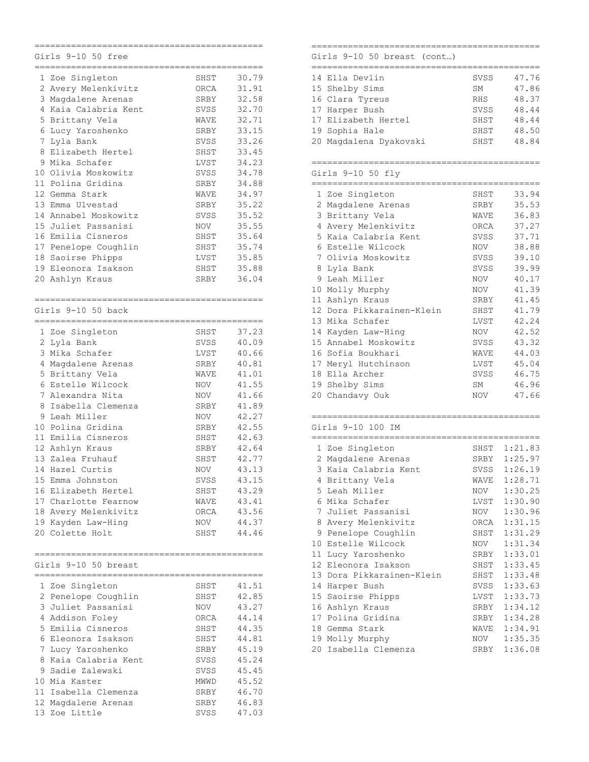## Girls 9-10 50 free

| Place | Name | Team | Time |
|---|---|---|---|
| 1 | Zoe Singleton | SHST | 30.79 |
| 2 | Avery Melenkivitz | ORCA | 31.91 |
| 3 | Magdalene Arenas | SRBY | 32.58 |
| 4 | Kaia Calabria Kent | SVSS | 32.70 |
| 5 | Brittany Vela | WAVE | 32.71 |
| 6 | Lucy Yaroshenko | SRBY | 33.15 |
| 7 | Lyla Bank | SVSS | 33.26 |
| 8 | Elizabeth Hertel | SHST | 33.45 |
| 9 | Mika Schafer | LVST | 34.23 |
| 10 | Olivia Moskowitz | SVSS | 34.78 |
| 11 | Polina Gridina | SRBY | 34.88 |
| 12 | Gemma Stark | WAVE | 34.97 |
| 13 | Emma Ulvestad | SRBY | 35.22 |
| 14 | Annabel Moskowitz | SVSS | 35.52 |
| 15 | Juliet Passanisi | NOV | 35.55 |
| 16 | Emilia Cisneros | SHST | 35.64 |
| 17 | Penelope Coughlin | SHST | 35.74 |
| 18 | Saoirse Phipps | LVST | 35.85 |
| 19 | Eleonora Isakson | SHST | 35.88 |
| 20 | Ashlyn Kraus | SRBY | 36.04 |

## Girls 9-10 50 back

| Place | Name | Team | Time |
|---|---|---|---|
| 1 | Zoe Singleton | SHST | 37.23 |
| 2 | Lyla Bank | SVSS | 40.09 |
| 3 | Mika Schafer | LVST | 40.66 |
| 4 | Magdalene Arenas | SRBY | 40.81 |
| 5 | Brittany Vela | WAVE | 41.01 |
| 6 | Estelle Wilcock | NOV | 41.55 |
| 7 | Alexandra Nita | NOV | 41.66 |
| 8 | Isabella Clemenza | SRBY | 41.89 |
| 9 | Leah Miller | NOV | 42.27 |
| 10 | Polina Gridina | SRBY | 42.55 |
| 11 | Emilia Cisneros | SHST | 42.63 |
| 12 | Ashlyn Kraus | SRBY | 42.64 |
| 13 | Zalea Fruhauf | SHST | 42.77 |
| 14 | Hazel Curtis | NOV | 43.13 |
| 15 | Emma Johnston | SVSS | 43.15 |
| 16 | Elizabeth Hertel | SHST | 43.29 |
| 17 | Charlotte Fearnow | WAVE | 43.41 |
| 18 | Avery Melenkivitz | ORCA | 43.56 |
| 19 | Kayden Law-Hing | NOV | 44.37 |
| 20 | Colette Holt | SHST | 44.46 |

## Girls 9-10 50 breast

| Place | Name | Team | Time |
|---|---|---|---|
| 1 | Zoe Singleton | SHST | 41.51 |
| 2 | Penelope Coughlin | SHST | 42.85 |
| 3 | Juliet Passanisi | NOV | 43.27 |
| 4 | Addison Foley | ORCA | 44.14 |
| 5 | Emilia Cisneros | SHST | 44.35 |
| 6 | Eleonora Isakson | SHST | 44.81 |
| 7 | Lucy Yaroshenko | SRBY | 45.19 |
| 8 | Kaia Calabria Kent | SVSS | 45.24 |
| 9 | Sadie Zalewski | SVSS | 45.45 |
| 10 | Mia Kaster | MWWD | 45.52 |
| 11 | Isabella Clemenza | SRBY | 46.70 |
| 12 | Magdalene Arenas | SRBY | 46.83 |
| 13 | Zoe Little | SVSS | 47.03 |
| 14 | Ella Devlin | SVSS | 47.76 |
| 15 | Shelby Sims | SM | 47.86 |
| 16 | Clara Tyreus | RHS | 48.37 |
| 17 | Harper Bush | SVSS | 48.44 |
| 17 | Elizabeth Hertel | SHST | 48.44 |
| 19 | Sophia Hale | SHST | 48.50 |
| 20 | Magdalena Dyakovski | SHST | 48.84 |

## Girls 9-10 50 fly

| Place | Name | Team | Time |
|---|---|---|---|
| 1 | Zoe Singleton | SHST | 33.94 |
| 2 | Magdalene Arenas | SRBY | 35.53 |
| 3 | Brittany Vela | WAVE | 36.83 |
| 4 | Avery Melenkivitz | ORCA | 37.27 |
| 5 | Kaia Calabria Kent | SVSS | 37.71 |
| 6 | Estelle Wilcock | NOV | 38.88 |
| 7 | Olivia Moskowitz | SVSS | 39.10 |
| 8 | Lyla Bank | SVSS | 39.99 |
| 9 | Leah Miller | NOV | 40.17 |
| 10 | Molly Murphy | NOV | 41.39 |
| 11 | Ashlyn Kraus | SRBY | 41.45 |
| 12 | Dora Pikkarainen-Klein | SHST | 41.79 |
| 13 | Mika Schafer | LVST | 42.24 |
| 14 | Kayden Law-Hing | NOV | 42.52 |
| 15 | Annabel Moskowitz | SVSS | 43.32 |
| 16 | Sofia Boukhari | WAVE | 44.03 |
| 17 | Meryl Hutchinson | LVST | 45.04 |
| 18 | Ella Archer | SVSS | 46.75 |
| 19 | Shelby Sims | SM | 46.96 |
| 20 | Chandavy Ouk | NOV | 47.66 |

## Girls 9-10 100 IM

| Place | Name | Team | Time |
|---|---|---|---|
| 1 | Zoe Singleton | SHST | 1:21.83 |
| 2 | Magdalene Arenas | SRBY | 1:25.97 |
| 3 | Kaia Calabria Kent | SVSS | 1:26.19 |
| 4 | Brittany Vela | WAVE | 1:28.71 |
| 5 | Leah Miller | NOV | 1:30.25 |
| 6 | Mika Schafer | LVST | 1:30.90 |
| 7 | Juliet Passanisi | NOV | 1:30.96 |
| 8 | Avery Melenkivitz | ORCA | 1:31.15 |
| 9 | Penelope Coughlin | SHST | 1:31.29 |
| 10 | Estelle Wilcock | NOV | 1:31.34 |
| 11 | Lucy Yaroshenko | SRBY | 1:33.01 |
| 12 | Eleonora Isakson | SHST | 1:33.45 |
| 13 | Dora Pikkarainen-Klein | SHST | 1:33.48 |
| 14 | Harper Bush | SVSS | 1:33.63 |
| 15 | Saoirse Phipps | LVST | 1:33.73 |
| 16 | Ashlyn Kraus | SRBY | 1:34.12 |
| 17 | Polina Gridina | SRBY | 1:34.28 |
| 18 | Gemma Stark | WAVE | 1:34.91 |
| 19 | Molly Murphy | NOV | 1:35.35 |
| 20 | Isabella Clemenza | SRBY | 1:36.08 |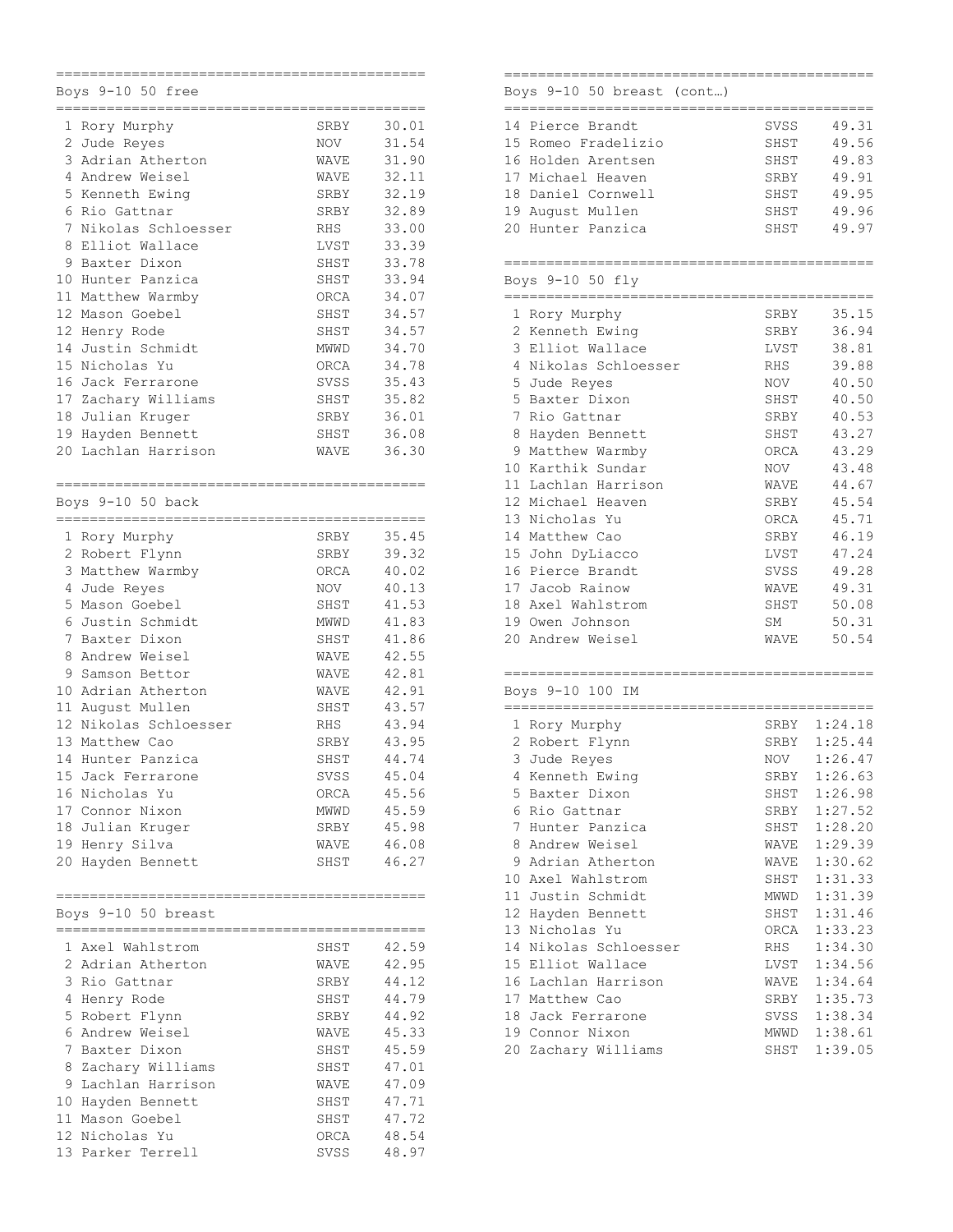## Boys 9-10 50 free

| Place | Name | Team | Time |
|---|---|---|---|
| 1 | Rory Murphy | SRBY | 30.01 |
| 2 | Jude Reyes | NOV | 31.54 |
| 3 | Adrian Atherton | WAVE | 31.90 |
| 4 | Andrew Weisel | WAVE | 32.11 |
| 5 | Kenneth Ewing | SRBY | 32.19 |
| 6 | Rio Gattnar | SRBY | 32.89 |
| 7 | Nikolas Schloesser | RHS | 33.00 |
| 8 | Elliot Wallace | LVST | 33.39 |
| 9 | Baxter Dixon | SHST | 33.78 |
| 10 | Hunter Panzica | SHST | 33.94 |
| 11 | Matthew Warmby | ORCA | 34.07 |
| 12 | Mason Goebel | SHST | 34.57 |
| 12 | Henry Rode | SHST | 34.57 |
| 14 | Justin Schmidt | MWWD | 34.70 |
| 15 | Nicholas Yu | ORCA | 34.78 |
| 16 | Jack Ferrarone | SVSS | 35.43 |
| 17 | Zachary Williams | SHST | 35.82 |
| 18 | Julian Kruger | SRBY | 36.01 |
| 19 | Hayden Bennett | SHST | 36.08 |
| 20 | Lachlan Harrison | WAVE | 36.30 |

## Boys 9-10 50 back

| Place | Name | Team | Time |
|---|---|---|---|
| 1 | Rory Murphy | SRBY | 35.45 |
| 2 | Robert Flynn | SRBY | 39.32 |
| 3 | Matthew Warmby | ORCA | 40.02 |
| 4 | Jude Reyes | NOV | 40.13 |
| 5 | Mason Goebel | SHST | 41.53 |
| 6 | Justin Schmidt | MWWD | 41.83 |
| 7 | Baxter Dixon | SHST | 41.86 |
| 8 | Andrew Weisel | WAVE | 42.55 |
| 9 | Samson Bettor | WAVE | 42.81 |
| 10 | Adrian Atherton | WAVE | 42.91 |
| 11 | August Mullen | SHST | 43.57 |
| 12 | Nikolas Schloesser | RHS | 43.94 |
| 13 | Matthew Cao | SRBY | 43.95 |
| 14 | Hunter Panzica | SHST | 44.74 |
| 15 | Jack Ferrarone | SVSS | 45.04 |
| 16 | Nicholas Yu | ORCA | 45.56 |
| 17 | Connor Nixon | MWWD | 45.59 |
| 18 | Julian Kruger | SRBY | 45.98 |
| 19 | Henry Silva | WAVE | 46.08 |
| 20 | Hayden Bennett | SHST | 46.27 |

## Boys 9-10 50 breast

| Place | Name | Team | Time |
|---|---|---|---|
| 1 | Axel Wahlstrom | SHST | 42.59 |
| 2 | Adrian Atherton | WAVE | 42.95 |
| 3 | Rio Gattnar | SRBY | 44.12 |
| 4 | Henry Rode | SHST | 44.79 |
| 5 | Robert Flynn | SRBY | 44.92 |
| 6 | Andrew Weisel | WAVE | 45.33 |
| 7 | Baxter Dixon | SHST | 45.59 |
| 8 | Zachary Williams | SHST | 47.01 |
| 9 | Lachlan Harrison | WAVE | 47.09 |
| 10 | Hayden Bennett | SHST | 47.71 |
| 11 | Mason Goebel | SHST | 47.72 |
| 12 | Nicholas Yu | ORCA | 48.54 |
| 13 | Parker Terrell | SVSS | 48.97 |
| 14 | Pierce Brandt | SVSS | 49.31 |
| 15 | Romeo Fradelizio | SHST | 49.56 |
| 16 | Holden Arentsen | SHST | 49.83 |
| 17 | Michael Heaven | SRBY | 49.91 |
| 18 | Daniel Cornwell | SHST | 49.95 |
| 19 | August Mullen | SHST | 49.96 |
| 20 | Hunter Panzica | SHST | 49.97 |

## Boys 9-10 50 fly

| Place | Name | Team | Time |
|---|---|---|---|
| 1 | Rory Murphy | SRBY | 35.15 |
| 2 | Kenneth Ewing | SRBY | 36.94 |
| 3 | Elliot Wallace | LVST | 38.81 |
| 4 | Nikolas Schloesser | RHS | 39.88 |
| 5 | Jude Reyes | NOV | 40.50 |
| 5 | Baxter Dixon | SHST | 40.50 |
| 7 | Rio Gattnar | SRBY | 40.53 |
| 8 | Hayden Bennett | SHST | 43.27 |
| 9 | Matthew Warmby | ORCA | 43.29 |
| 10 | Karthik Sundar | NOV | 43.48 |
| 11 | Lachlan Harrison | WAVE | 44.67 |
| 12 | Michael Heaven | SRBY | 45.54 |
| 13 | Nicholas Yu | ORCA | 45.71 |
| 14 | Matthew Cao | SRBY | 46.19 |
| 15 | John DyLiacco | LVST | 47.24 |
| 16 | Pierce Brandt | SVSS | 49.28 |
| 17 | Jacob Rainow | WAVE | 49.31 |
| 18 | Axel Wahlstrom | SHST | 50.08 |
| 19 | Owen Johnson | SM | 50.31 |
| 20 | Andrew Weisel | WAVE | 50.54 |

## Boys 9-10 100 IM

| Place | Name | Team | Time |
|---|---|---|---|
| 1 | Rory Murphy | SRBY | 1:24.18 |
| 2 | Robert Flynn | SRBY | 1:25.44 |
| 3 | Jude Reyes | NOV | 1:26.47 |
| 4 | Kenneth Ewing | SRBY | 1:26.63 |
| 5 | Baxter Dixon | SHST | 1:26.98 |
| 6 | Rio Gattnar | SRBY | 1:27.52 |
| 7 | Hunter Panzica | SHST | 1:28.20 |
| 8 | Andrew Weisel | WAVE | 1:29.39 |
| 9 | Adrian Atherton | WAVE | 1:30.62 |
| 10 | Axel Wahlstrom | SHST | 1:31.33 |
| 11 | Justin Schmidt | MWWD | 1:31.39 |
| 12 | Hayden Bennett | SHST | 1:31.46 |
| 13 | Nicholas Yu | ORCA | 1:33.23 |
| 14 | Nikolas Schloesser | RHS | 1:34.30 |
| 15 | Elliot Wallace | LVST | 1:34.56 |
| 16 | Lachlan Harrison | WAVE | 1:34.64 |
| 17 | Matthew Cao | SRBY | 1:35.73 |
| 18 | Jack Ferrarone | SVSS | 1:38.34 |
| 19 | Connor Nixon | MWWD | 1:38.61 |
| 20 | Zachary Williams | SHST | 1:39.05 |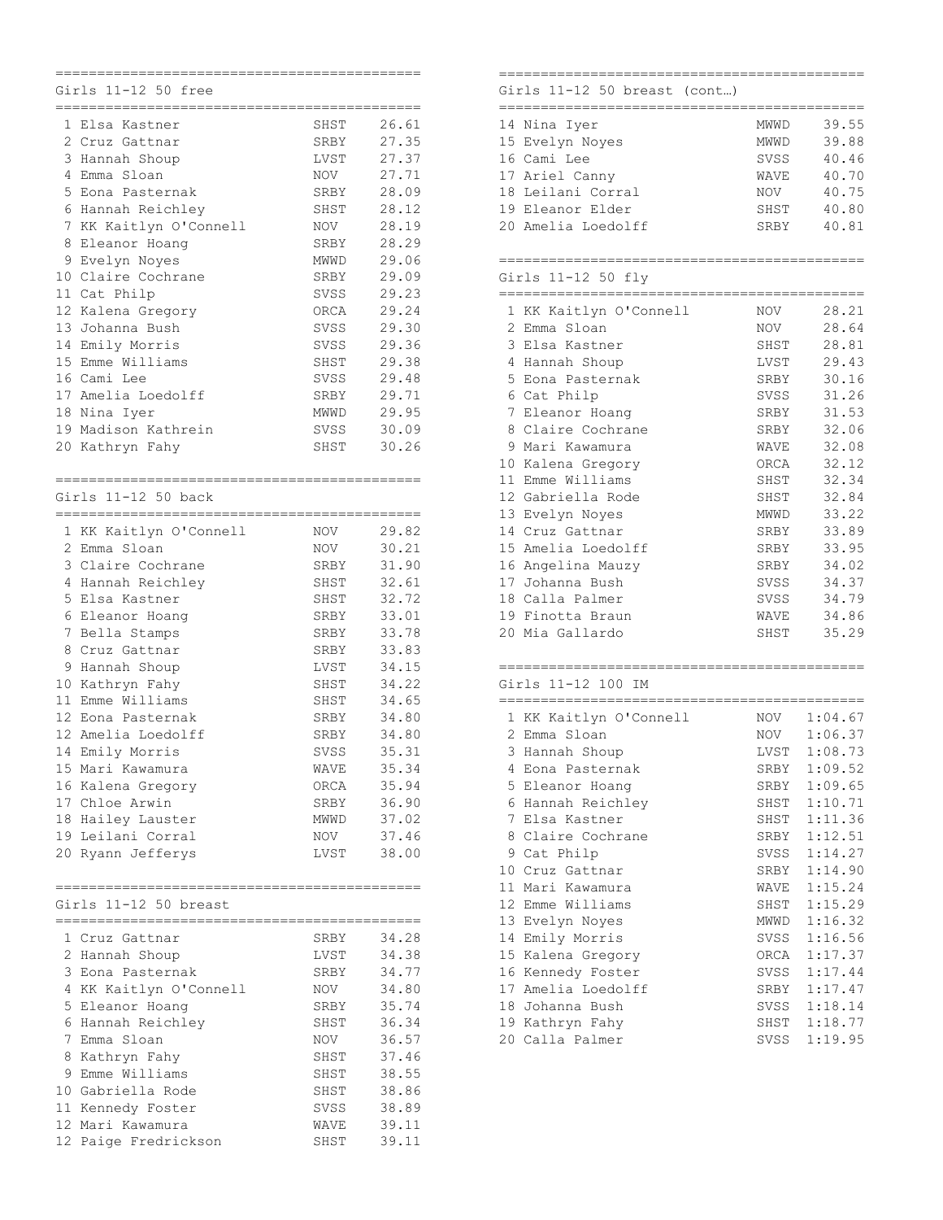## Girls 11-12 50 free

| Place | Name | Team | Time |
|---|---|---|---|
| 1 | Elsa Kastner | SHST | 26.61 |
| 2 | Cruz Gattnar | SRBY | 27.35 |
| 3 | Hannah Shoup | LVST | 27.37 |
| 4 | Emma Sloan | NOV | 27.71 |
| 5 | Eona Pasternak | SRBY | 28.09 |
| 6 | Hannah Reichley | SHST | 28.12 |
| 7 | KK Kaitlyn O'Connell | NOV | 28.19 |
| 8 | Eleanor Hoang | SRBY | 28.29 |
| 9 | Evelyn Noyes | MWWD | 29.06 |
| 10 | Claire Cochrane | SRBY | 29.09 |
| 11 | Cat Philp | SVSS | 29.23 |
| 12 | Kalena Gregory | ORCA | 29.24 |
| 13 | Johanna Bush | SVSS | 29.30 |
| 14 | Emily Morris | SVSS | 29.36 |
| 15 | Emme Williams | SHST | 29.38 |
| 16 | Cami Lee | SVSS | 29.48 |
| 17 | Amelia Loedolff | SRBY | 29.71 |
| 18 | Nina Iyer | MWWD | 29.95 |
| 19 | Madison Kathrein | SVSS | 30.09 |
| 20 | Kathryn Fahy | SHST | 30.26 |

## Girls 11-12 50 back

| Place | Name | Team | Time |
|---|---|---|---|
| 1 | KK Kaitlyn O'Connell | NOV | 29.82 |
| 2 | Emma Sloan | NOV | 30.21 |
| 3 | Claire Cochrane | SRBY | 31.90 |
| 4 | Hannah Reichley | SHST | 32.61 |
| 5 | Elsa Kastner | SHST | 32.72 |
| 6 | Eleanor Hoang | SRBY | 33.01 |
| 7 | Bella Stamps | SRBY | 33.78 |
| 8 | Cruz Gattnar | SRBY | 33.83 |
| 9 | Hannah Shoup | LVST | 34.15 |
| 10 | Kathryn Fahy | SHST | 34.22 |
| 11 | Emme Williams | SHST | 34.65 |
| 12 | Eona Pasternak | SRBY | 34.80 |
| 12 | Amelia Loedolff | SRBY | 34.80 |
| 14 | Emily Morris | SVSS | 35.31 |
| 15 | Mari Kawamura | WAVE | 35.34 |
| 16 | Kalena Gregory | ORCA | 35.94 |
| 17 | Chloe Arwin | SRBY | 36.90 |
| 18 | Hailey Lauster | MWWD | 37.02 |
| 19 | Leilani Corral | NOV | 37.46 |
| 20 | Ryann Jefferys | LVST | 38.00 |

## Girls 11-12 50 breast

| Place | Name | Team | Time |
|---|---|---|---|
| 1 | Cruz Gattnar | SRBY | 34.28 |
| 2 | Hannah Shoup | LVST | 34.38 |
| 3 | Eona Pasternak | SRBY | 34.77 |
| 4 | KK Kaitlyn O'Connell | NOV | 34.80 |
| 5 | Eleanor Hoang | SRBY | 35.74 |
| 6 | Hannah Reichley | SHST | 36.34 |
| 7 | Emma Sloan | NOV | 36.57 |
| 8 | Kathryn Fahy | SHST | 37.46 |
| 9 | Emme Williams | SHST | 38.55 |
| 10 | Gabriella Rode | SHST | 38.86 |
| 11 | Kennedy Foster | SVSS | 38.89 |
| 12 | Mari Kawamura | WAVE | 39.11 |
| 12 | Paige Fredrickson | SHST | 39.11 |
| 14 | Nina Iyer | MWWD | 39.55 |
| 15 | Evelyn Noyes | MWWD | 39.88 |
| 16 | Cami Lee | SVSS | 40.46 |
| 17 | Ariel Canny | WAVE | 40.70 |
| 18 | Leilani Corral | NOV | 40.75 |
| 19 | Eleanor Elder | SHST | 40.80 |
| 20 | Amelia Loedolff | SRBY | 40.81 |

## Girls 11-12 50 fly

| Place | Name | Team | Time |
|---|---|---|---|
| 1 | KK Kaitlyn O'Connell | NOV | 28.21 |
| 2 | Emma Sloan | NOV | 28.64 |
| 3 | Elsa Kastner | SHST | 28.81 |
| 4 | Hannah Shoup | LVST | 29.43 |
| 5 | Eona Pasternak | SRBY | 30.16 |
| 6 | Cat Philp | SVSS | 31.26 |
| 7 | Eleanor Hoang | SRBY | 31.53 |
| 8 | Claire Cochrane | SRBY | 32.06 |
| 9 | Mari Kawamura | WAVE | 32.08 |
| 10 | Kalena Gregory | ORCA | 32.12 |
| 11 | Emme Williams | SHST | 32.34 |
| 12 | Gabriella Rode | SHST | 32.84 |
| 13 | Evelyn Noyes | MWWD | 33.22 |
| 14 | Cruz Gattnar | SRBY | 33.89 |
| 15 | Amelia Loedolff | SRBY | 33.95 |
| 16 | Angelina Mauzy | SRBY | 34.02 |
| 17 | Johanna Bush | SVSS | 34.37 |
| 18 | Calla Palmer | SVSS | 34.79 |
| 19 | Finotta Braun | WAVE | 34.86 |
| 20 | Mia Gallardo | SHST | 35.29 |

## Girls 11-12 100 IM

| Place | Name | Team | Time |
|---|---|---|---|
| 1 | KK Kaitlyn O'Connell | NOV | 1:04.67 |
| 2 | Emma Sloan | NOV | 1:06.37 |
| 3 | Hannah Shoup | LVST | 1:08.73 |
| 4 | Eona Pasternak | SRBY | 1:09.52 |
| 5 | Eleanor Hoang | SRBY | 1:09.65 |
| 6 | Hannah Reichley | SHST | 1:10.71 |
| 7 | Elsa Kastner | SHST | 1:11.36 |
| 8 | Claire Cochrane | SRBY | 1:12.51 |
| 9 | Cat Philp | SVSS | 1:14.27 |
| 10 | Cruz Gattnar | SRBY | 1:14.90 |
| 11 | Mari Kawamura | WAVE | 1:15.24 |
| 12 | Emme Williams | SHST | 1:15.29 |
| 13 | Evelyn Noyes | MWWD | 1:16.32 |
| 14 | Emily Morris | SVSS | 1:16.56 |
| 15 | Kalena Gregory | ORCA | 1:17.37 |
| 16 | Kennedy Foster | SVSS | 1:17.44 |
| 17 | Amelia Loedolff | SRBY | 1:17.47 |
| 18 | Johanna Bush | SVSS | 1:18.14 |
| 19 | Kathryn Fahy | SHST | 1:18.77 |
| 20 | Calla Palmer | SVSS | 1:19.95 |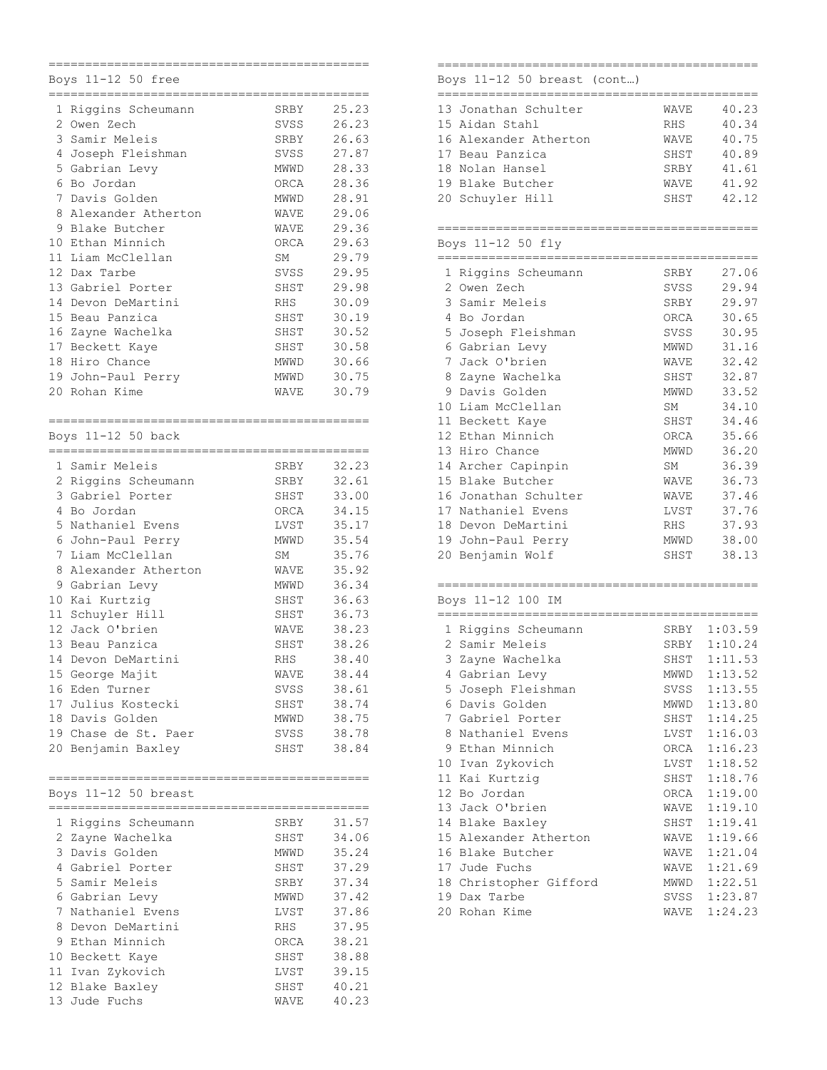## Boys 11-12 50 free

| Place | Name | Team | Time |
|---|---|---|---|
| 1 | Riggins Scheumann | SRBY | 25.23 |
| 2 | Owen Zech | SVSS | 26.23 |
| 3 | Samir Meleis | SRBY | 26.63 |
| 4 | Joseph Fleishman | SVSS | 27.87 |
| 5 | Gabrian Levy | MWWD | 28.33 |
| 6 | Bo Jordan | ORCA | 28.36 |
| 7 | Davis Golden | MWWD | 28.91 |
| 8 | Alexander Atherton | WAVE | 29.06 |
| 9 | Blake Butcher | WAVE | 29.36 |
| 10 | Ethan Minnich | ORCA | 29.63 |
| 11 | Liam McClellan | SM | 29.79 |
| 12 | Dax Tarbe | SVSS | 29.95 |
| 13 | Gabriel Porter | SHST | 29.98 |
| 14 | Devon DeMartini | RHS | 30.09 |
| 15 | Beau Panzica | SHST | 30.19 |
| 16 | Zayne Wachelka | SHST | 30.52 |
| 17 | Beckett Kaye | SHST | 30.58 |
| 18 | Hiro Chance | MWWD | 30.66 |
| 19 | John-Paul Perry | MWWD | 30.75 |
| 20 | Rohan Kime | WAVE | 30.79 |

## Boys 11-12 50 back

| Place | Name | Team | Time |
|---|---|---|---|
| 1 | Samir Meleis | SRBY | 32.23 |
| 2 | Riggins Scheumann | SRBY | 32.61 |
| 3 | Gabriel Porter | SHST | 33.00 |
| 4 | Bo Jordan | ORCA | 34.15 |
| 5 | Nathaniel Evens | LVST | 35.17 |
| 6 | John-Paul Perry | MWWD | 35.54 |
| 7 | Liam McClellan | SM | 35.76 |
| 8 | Alexander Atherton | WAVE | 35.92 |
| 9 | Gabrian Levy | MWWD | 36.34 |
| 10 | Kai Kurtzig | SHST | 36.63 |
| 11 | Schuyler Hill | SHST | 36.73 |
| 12 | Jack O'brien | WAVE | 38.23 |
| 13 | Beau Panzica | SHST | 38.26 |
| 14 | Devon DeMartini | RHS | 38.40 |
| 15 | George Majit | WAVE | 38.44 |
| 16 | Eden Turner | SVSS | 38.61 |
| 17 | Julius Kostecki | SHST | 38.74 |
| 18 | Davis Golden | MWWD | 38.75 |
| 19 | Chase de St. Paer | SVSS | 38.78 |
| 20 | Benjamin Baxley | SHST | 38.84 |

## Boys 11-12 50 breast

| Place | Name | Team | Time |
|---|---|---|---|
| 1 | Riggins Scheumann | SRBY | 31.57 |
| 2 | Zayne Wachelka | SHST | 34.06 |
| 3 | Davis Golden | MWWD | 35.24 |
| 4 | Gabriel Porter | SHST | 37.29 |
| 5 | Samir Meleis | SRBY | 37.34 |
| 6 | Gabrian Levy | MWWD | 37.42 |
| 7 | Nathaniel Evens | LVST | 37.86 |
| 8 | Devon DeMartini | RHS | 37.95 |
| 9 | Ethan Minnich | ORCA | 38.21 |
| 10 | Beckett Kaye | SHST | 38.88 |
| 11 | Ivan Zykovich | LVST | 39.15 |
| 12 | Blake Baxley | SHST | 40.21 |
| 13 | Jude Fuchs | WAVE | 40.23 |

## Boys 11-12 50 breast (cont…)

| Place | Name | Team | Time |
|---|---|---|---|
| 13 | Jonathan Schulter | WAVE | 40.23 |
| 15 | Aidan Stahl | RHS | 40.34 |
| 16 | Alexander Atherton | WAVE | 40.75 |
| 17 | Beau Panzica | SHST | 40.89 |
| 18 | Nolan Hansel | SRBY | 41.61 |
| 19 | Blake Butcher | WAVE | 41.92 |
| 20 | Schuyler Hill | SHST | 42.12 |

## Boys 11-12 50 fly

| Place | Name | Team | Time |
|---|---|---|---|
| 1 | Riggins Scheumann | SRBY | 27.06 |
| 2 | Owen Zech | SVSS | 29.94 |
| 3 | Samir Meleis | SRBY | 29.97 |
| 4 | Bo Jordan | ORCA | 30.65 |
| 5 | Joseph Fleishman | SVSS | 30.95 |
| 6 | Gabrian Levy | MWWD | 31.16 |
| 7 | Jack O'brien | WAVE | 32.42 |
| 8 | Zayne Wachelka | SHST | 32.87 |
| 9 | Davis Golden | MWWD | 33.52 |
| 10 | Liam McClellan | SM | 34.10 |
| 11 | Beckett Kaye | SHST | 34.46 |
| 12 | Ethan Minnich | ORCA | 35.66 |
| 13 | Hiro Chance | MWWD | 36.20 |
| 14 | Archer Capinpin | SM | 36.39 |
| 15 | Blake Butcher | WAVE | 36.73 |
| 16 | Jonathan Schulter | WAVE | 37.46 |
| 17 | Nathaniel Evens | LVST | 37.76 |
| 18 | Devon DeMartini | RHS | 37.93 |
| 19 | John-Paul Perry | MWWD | 38.00 |
| 20 | Benjamin Wolf | SHST | 38.13 |

## Boys 11-12 100 IM

| Place | Name | Team | Time |
|---|---|---|---|
| 1 | Riggins Scheumann | SRBY | 1:03.59 |
| 2 | Samir Meleis | SRBY | 1:10.24 |
| 3 | Zayne Wachelka | SHST | 1:11.53 |
| 4 | Gabrian Levy | MWWD | 1:13.52 |
| 5 | Joseph Fleishman | SVSS | 1:13.55 |
| 6 | Davis Golden | MWWD | 1:13.80 |
| 7 | Gabriel Porter | SHST | 1:14.25 |
| 8 | Nathaniel Evens | LVST | 1:16.03 |
| 9 | Ethan Minnich | ORCA | 1:16.23 |
| 10 | Ivan Zykovich | LVST | 1:18.52 |
| 11 | Kai Kurtzig | SHST | 1:18.76 |
| 12 | Bo Jordan | ORCA | 1:19.00 |
| 13 | Jack O'brien | WAVE | 1:19.10 |
| 14 | Blake Baxley | SHST | 1:19.41 |
| 15 | Alexander Atherton | WAVE | 1:19.66 |
| 16 | Blake Butcher | WAVE | 1:21.04 |
| 17 | Jude Fuchs | WAVE | 1:21.69 |
| 18 | Christopher Gifford | MWWD | 1:22.51 |
| 19 | Dax Tarbe | SVSS | 1:23.87 |
| 20 | Rohan Kime | WAVE | 1:24.23 |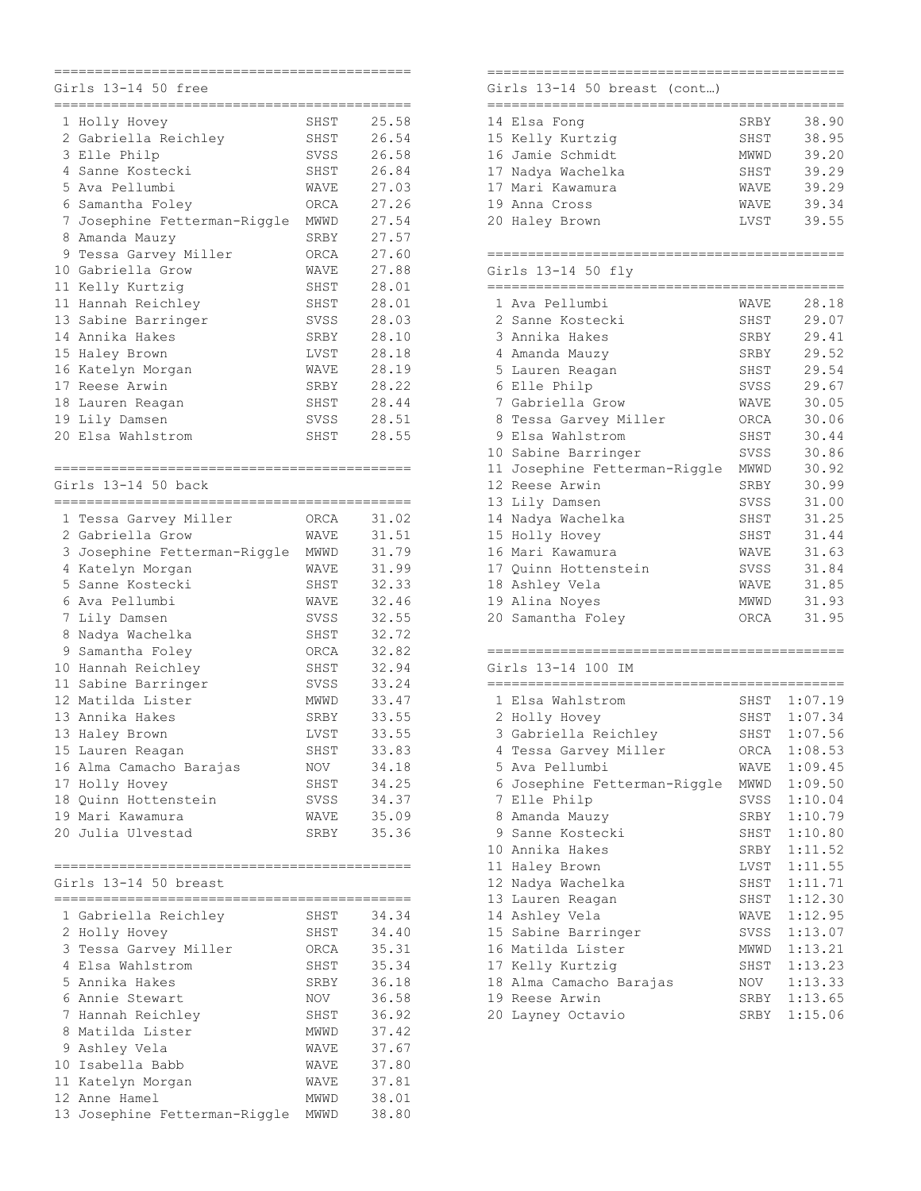## Girls 13-14 50 free

| Place | Name | Team | Time |
|---|---|---|---|
| 1 | Holly Hovey | SHST | 25.58 |
| 2 | Gabriella Reichley | SHST | 26.54 |
| 3 | Elle Philp | SVSS | 26.58 |
| 4 | Sanne Kostecki | SHST | 26.84 |
| 5 | Ava Pellumbi | WAVE | 27.03 |
| 6 | Samantha Foley | ORCA | 27.26 |
| 7 | Josephine Fetterman-Riggle | MWWD | 27.54 |
| 8 | Amanda Mauzy | SRBY | 27.57 |
| 9 | Tessa Garvey Miller | ORCA | 27.60 |
| 10 | Gabriella Grow | WAVE | 27.88 |
| 11 | Kelly Kurtzig | SHST | 28.01 |
| 11 | Hannah Reichley | SHST | 28.01 |
| 13 | Sabine Barringer | SVSS | 28.03 |
| 14 | Annika Hakes | SRBY | 28.10 |
| 15 | Haley Brown | LVST | 28.18 |
| 16 | Katelyn Morgan | WAVE | 28.19 |
| 17 | Reese Arwin | SRBY | 28.22 |
| 18 | Lauren Reagan | SHST | 28.44 |
| 19 | Lily Damsen | SVSS | 28.51 |
| 20 | Elsa Wahlstrom | SHST | 28.55 |

## Girls 13-14 50 back

| Place | Name | Team | Time |
|---|---|---|---|
| 1 | Tessa Garvey Miller | ORCA | 31.02 |
| 2 | Gabriella Grow | WAVE | 31.51 |
| 3 | Josephine Fetterman-Riggle | MWWD | 31.79 |
| 4 | Katelyn Morgan | WAVE | 31.99 |
| 5 | Sanne Kostecki | SHST | 32.33 |
| 6 | Ava Pellumbi | WAVE | 32.46 |
| 7 | Lily Damsen | SVSS | 32.55 |
| 8 | Nadya Wachelka | SHST | 32.72 |
| 9 | Samantha Foley | ORCA | 32.82 |
| 10 | Hannah Reichley | SHST | 32.94 |
| 11 | Sabine Barringer | SVSS | 33.24 |
| 12 | Matilda Lister | MWWD | 33.47 |
| 13 | Annika Hakes | SRBY | 33.55 |
| 13 | Haley Brown | LVST | 33.55 |
| 15 | Lauren Reagan | SHST | 33.83 |
| 16 | Alma Camacho Barajas | NOV | 34.18 |
| 17 | Holly Hovey | SHST | 34.25 |
| 18 | Quinn Hottenstein | SVSS | 34.37 |
| 19 | Mari Kawamura | WAVE | 35.09 |
| 20 | Julia Ulvestad | SRBY | 35.36 |

## Girls 13-14 50 breast

| Place | Name | Team | Time |
|---|---|---|---|
| 1 | Gabriella Reichley | SHST | 34.34 |
| 2 | Holly Hovey | SHST | 34.40 |
| 3 | Tessa Garvey Miller | ORCA | 35.31 |
| 4 | Elsa Wahlstrom | SHST | 35.34 |
| 5 | Annika Hakes | SRBY | 36.18 |
| 6 | Annie Stewart | NOV | 36.58 |
| 7 | Hannah Reichley | SHST | 36.92 |
| 8 | Matilda Lister | MWWD | 37.42 |
| 9 | Ashley Vela | WAVE | 37.67 |
| 10 | Isabella Babb | WAVE | 37.80 |
| 11 | Katelyn Morgan | WAVE | 37.81 |
| 12 | Anne Hamel | MWWD | 38.01 |
| 13 | Josephine Fetterman-Riggle | MWWD | 38.80 |

## Girls 13-14 50 breast (cont…)

| Place | Name | Team | Time |
|---|---|---|---|
| 14 | Elsa Fong | SRBY | 38.90 |
| 15 | Kelly Kurtzig | SHST | 38.95 |
| 16 | Jamie Schmidt | MWWD | 39.20 |
| 17 | Nadya Wachelka | SHST | 39.29 |
| 17 | Mari Kawamura | WAVE | 39.29 |
| 19 | Anna Cross | WAVE | 39.34 |
| 20 | Haley Brown | LVST | 39.55 |

## Girls 13-14 50 fly

| Place | Name | Team | Time |
|---|---|---|---|
| 1 | Ava Pellumbi | WAVE | 28.18 |
| 2 | Sanne Kostecki | SHST | 29.07 |
| 3 | Annika Hakes | SRBY | 29.41 |
| 4 | Amanda Mauzy | SRBY | 29.52 |
| 5 | Lauren Reagan | SHST | 29.54 |
| 6 | Elle Philp | SVSS | 29.67 |
| 7 | Gabriella Grow | WAVE | 30.05 |
| 8 | Tessa Garvey Miller | ORCA | 30.06 |
| 9 | Elsa Wahlstrom | SHST | 30.44 |
| 10 | Sabine Barringer | SVSS | 30.86 |
| 11 | Josephine Fetterman-Riggle | MWWD | 30.92 |
| 12 | Reese Arwin | SRBY | 30.99 |
| 13 | Lily Damsen | SVSS | 31.00 |
| 14 | Nadya Wachelka | SHST | 31.25 |
| 15 | Holly Hovey | SHST | 31.44 |
| 16 | Mari Kawamura | WAVE | 31.63 |
| 17 | Quinn Hottenstein | SVSS | 31.84 |
| 18 | Ashley Vela | WAVE | 31.85 |
| 19 | Alina Noyes | MWWD | 31.93 |
| 20 | Samantha Foley | ORCA | 31.95 |

## Girls 13-14 100 IM

| Place | Name | Team | Time |
|---|---|---|---|
| 1 | Elsa Wahlstrom | SHST | 1:07.19 |
| 2 | Holly Hovey | SHST | 1:07.34 |
| 3 | Gabriella Reichley | SHST | 1:07.56 |
| 4 | Tessa Garvey Miller | ORCA | 1:08.53 |
| 5 | Ava Pellumbi | WAVE | 1:09.45 |
| 6 | Josephine Fetterman-Riggle | MWWD | 1:09.50 |
| 7 | Elle Philp | SVSS | 1:10.04 |
| 8 | Amanda Mauzy | SRBY | 1:10.79 |
| 9 | Sanne Kostecki | SHST | 1:10.80 |
| 10 | Annika Hakes | SRBY | 1:11.52 |
| 11 | Haley Brown | LVST | 1:11.55 |
| 12 | Nadya Wachelka | SHST | 1:11.71 |
| 13 | Lauren Reagan | SHST | 1:12.30 |
| 14 | Ashley Vela | WAVE | 1:12.95 |
| 15 | Sabine Barringer | SVSS | 1:13.07 |
| 16 | Matilda Lister | MWWD | 1:13.21 |
| 17 | Kelly Kurtzig | SHST | 1:13.23 |
| 18 | Alma Camacho Barajas | NOV | 1:13.33 |
| 19 | Reese Arwin | SRBY | 1:13.65 |
| 20 | Layney Octavio | SRBY | 1:15.06 |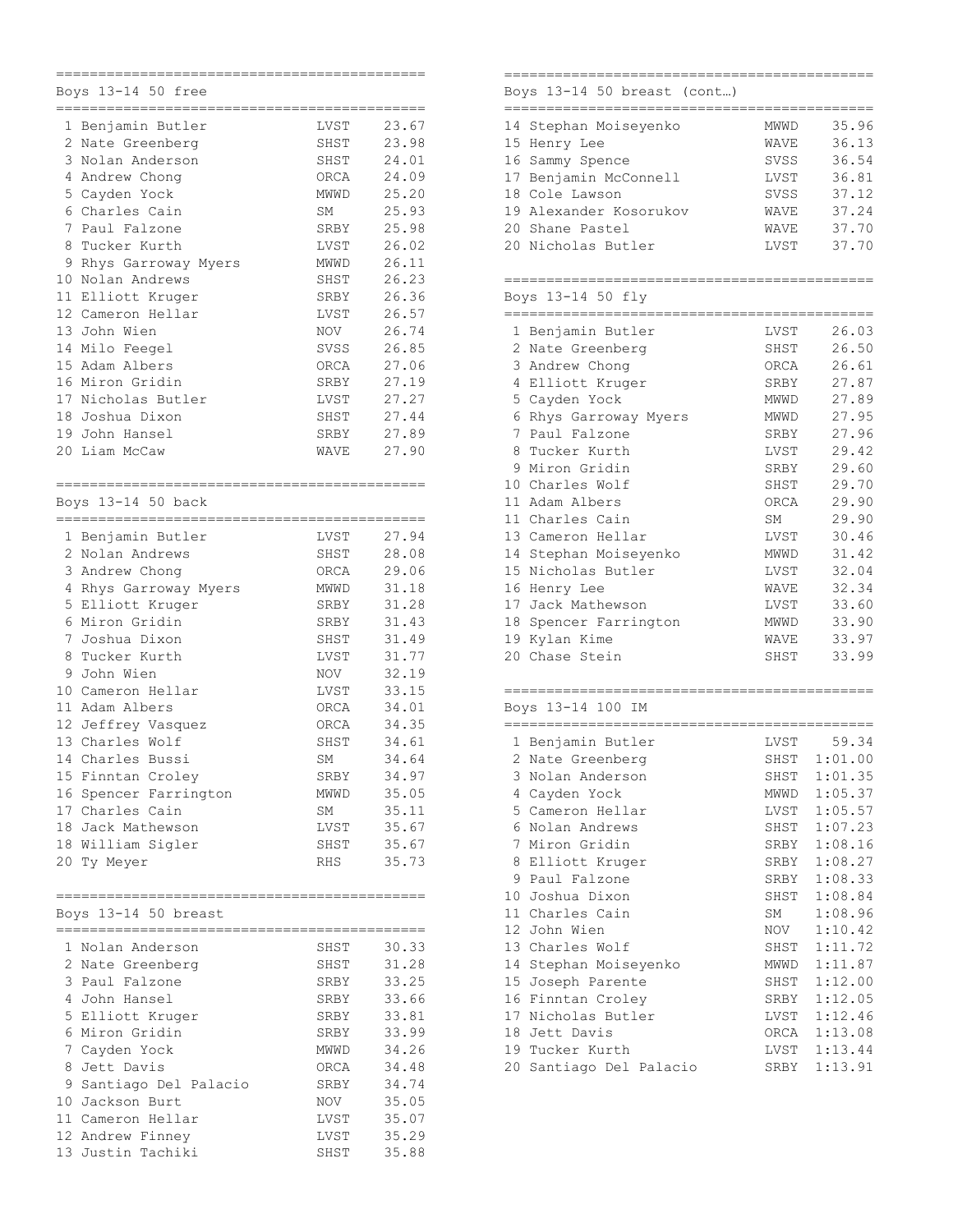## Boys 13-14 50 free

| Place | Name | Team | Time |
|---|---|---|---|
| 1 | Benjamin Butler | LVST | 23.67 |
| 2 | Nate Greenberg | SHST | 23.98 |
| 3 | Nolan Anderson | SHST | 24.01 |
| 4 | Andrew Chong | ORCA | 24.09 |
| 5 | Cayden Yock | MWWD | 25.20 |
| 6 | Charles Cain | SM | 25.93 |
| 7 | Paul Falzone | SRBY | 25.98 |
| 8 | Tucker Kurth | LVST | 26.02 |
| 9 | Rhys Garroway Myers | MWWD | 26.11 |
| 10 | Nolan Andrews | SHST | 26.23 |
| 11 | Elliott Kruger | SRBY | 26.36 |
| 12 | Cameron Hellar | LVST | 26.57 |
| 13 | John Wien | NOV | 26.74 |
| 14 | Milo Feegel | SVSS | 26.85 |
| 15 | Adam Albers | ORCA | 27.06 |
| 16 | Miron Gridin | SRBY | 27.19 |
| 17 | Nicholas Butler | LVST | 27.27 |
| 18 | Joshua Dixon | SHST | 27.44 |
| 19 | John Hansel | SRBY | 27.89 |
| 20 | Liam McCaw | WAVE | 27.90 |

## Boys 13-14 50 back

| Place | Name | Team | Time |
|---|---|---|---|
| 1 | Benjamin Butler | LVST | 27.94 |
| 2 | Nolan Andrews | SHST | 28.08 |
| 3 | Andrew Chong | ORCA | 29.06 |
| 4 | Rhys Garroway Myers | MWWD | 31.18 |
| 5 | Elliott Kruger | SRBY | 31.28 |
| 6 | Miron Gridin | SRBY | 31.43 |
| 7 | Joshua Dixon | SHST | 31.49 |
| 8 | Tucker Kurth | LVST | 31.77 |
| 9 | John Wien | NOV | 32.19 |
| 10 | Cameron Hellar | LVST | 33.15 |
| 11 | Adam Albers | ORCA | 34.01 |
| 12 | Jeffrey Vasquez | ORCA | 34.35 |
| 13 | Charles Wolf | SHST | 34.61 |
| 14 | Charles Bussi | SM | 34.64 |
| 15 | Finntan Croley | SRBY | 34.97 |
| 16 | Spencer Farrington | MWWD | 35.05 |
| 17 | Charles Cain | SM | 35.11 |
| 18 | Jack Mathewson | LVST | 35.67 |
| 18 | William Sigler | SHST | 35.67 |
| 20 | Ty Meyer | RHS | 35.73 |

## Boys 13-14 50 breast

| Place | Name | Team | Time |
|---|---|---|---|
| 1 | Nolan Anderson | SHST | 30.33 |
| 2 | Nate Greenberg | SHST | 31.28 |
| 3 | Paul Falzone | SRBY | 33.25 |
| 4 | John Hansel | SRBY | 33.66 |
| 5 | Elliott Kruger | SRBY | 33.81 |
| 6 | Miron Gridin | SRBY | 33.99 |
| 7 | Cayden Yock | MWWD | 34.26 |
| 8 | Jett Davis | ORCA | 34.48 |
| 9 | Santiago Del Palacio | SRBY | 34.74 |
| 10 | Jackson Burt | NOV | 35.05 |
| 11 | Cameron Hellar | LVST | 35.07 |
| 12 | Andrew Finney | LVST | 35.29 |
| 13 | Justin Tachiki | SHST | 35.88 |
| 14 | Stephan Moiseyenko | MWWD | 35.96 |
| 15 | Henry Lee | WAVE | 36.13 |
| 16 | Sammy Spence | SVSS | 36.54 |
| 17 | Benjamin McConnell | LVST | 36.81 |
| 18 | Cole Lawson | SVSS | 37.12 |
| 19 | Alexander Kosorukov | WAVE | 37.24 |
| 20 | Shane Pastel | WAVE | 37.70 |
| 20 | Nicholas Butler | LVST | 37.70 |

## Boys 13-14 50 fly

| Place | Name | Team | Time |
|---|---|---|---|
| 1 | Benjamin Butler | LVST | 26.03 |
| 2 | Nate Greenberg | SHST | 26.50 |
| 3 | Andrew Chong | ORCA | 26.61 |
| 4 | Elliott Kruger | SRBY | 27.87 |
| 5 | Cayden Yock | MWWD | 27.89 |
| 6 | Rhys Garroway Myers | MWWD | 27.95 |
| 7 | Paul Falzone | SRBY | 27.96 |
| 8 | Tucker Kurth | LVST | 29.42 |
| 9 | Miron Gridin | SRBY | 29.60 |
| 10 | Charles Wolf | SHST | 29.70 |
| 11 | Adam Albers | ORCA | 29.90 |
| 11 | Charles Cain | SM | 29.90 |
| 13 | Cameron Hellar | LVST | 30.46 |
| 14 | Stephan Moiseyenko | MWWD | 31.42 |
| 15 | Nicholas Butler | LVST | 32.04 |
| 16 | Henry Lee | WAVE | 32.34 |
| 17 | Jack Mathewson | LVST | 33.60 |
| 18 | Spencer Farrington | MWWD | 33.90 |
| 19 | Kylan Kime | WAVE | 33.97 |
| 20 | Chase Stein | SHST | 33.99 |

## Boys 13-14 100 IM

| Place | Name | Team | Time |
|---|---|---|---|
| 1 | Benjamin Butler | LVST | 59.34 |
| 2 | Nate Greenberg | SHST | 1:01.00 |
| 3 | Nolan Anderson | SHST | 1:01.35 |
| 4 | Cayden Yock | MWWD | 1:05.37 |
| 5 | Cameron Hellar | LVST | 1:05.57 |
| 6 | Nolan Andrews | SHST | 1:07.23 |
| 7 | Miron Gridin | SRBY | 1:08.16 |
| 8 | Elliott Kruger | SRBY | 1:08.27 |
| 9 | Paul Falzone | SRBY | 1:08.33 |
| 10 | Joshua Dixon | SHST | 1:08.84 |
| 11 | Charles Cain | SM | 1:08.96 |
| 12 | John Wien | NOV | 1:10.42 |
| 13 | Charles Wolf | SHST | 1:11.72 |
| 14 | Stephan Moiseyenko | MWWD | 1:11.87 |
| 15 | Joseph Parente | SHST | 1:12.00 |
| 16 | Finntan Croley | SRBY | 1:12.05 |
| 17 | Nicholas Butler | LVST | 1:12.46 |
| 18 | Jett Davis | ORCA | 1:13.08 |
| 19 | Tucker Kurth | LVST | 1:13.44 |
| 20 | Santiago Del Palacio | SRBY | 1:13.91 |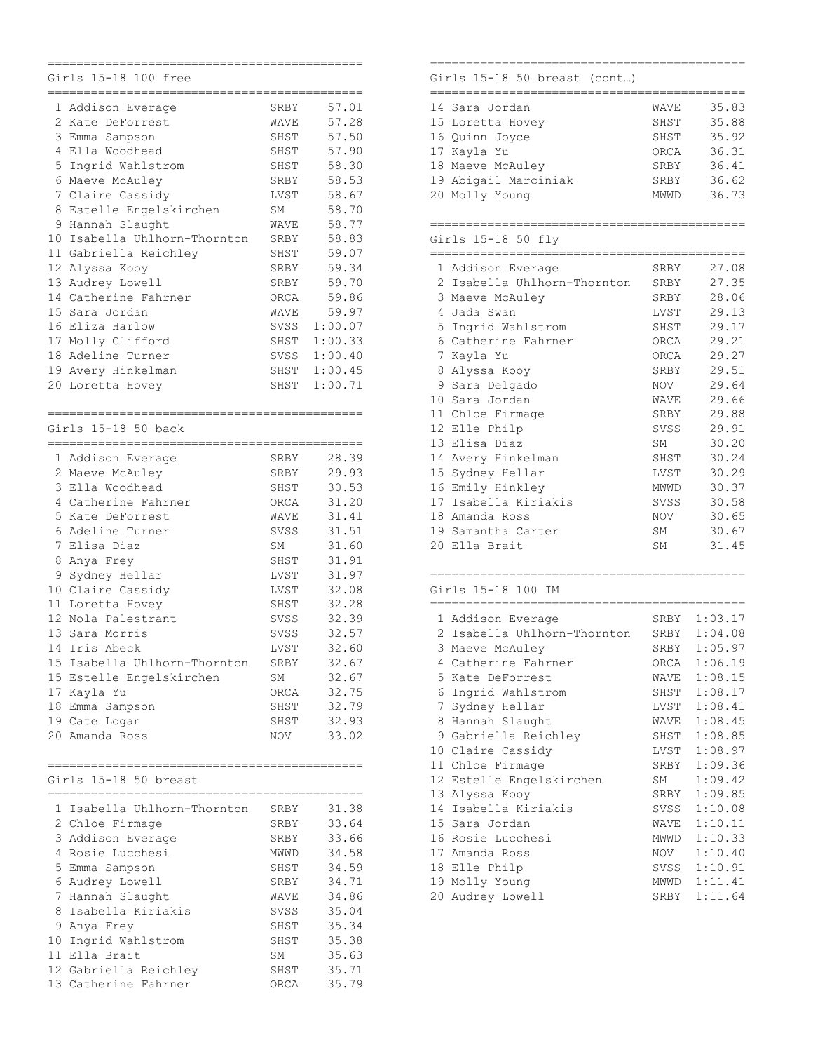## Girls 15-18 100 free

| Place | Name | Team | Time |
|---|---|---|---|
| 1 | Addison Everage | SRBY | 57.01 |
| 2 | Kate DeForrest | WAVE | 57.28 |
| 3 | Emma Sampson | SHST | 57.50 |
| 4 | Ella Woodhead | SHST | 57.90 |
| 5 | Ingrid Wahlstrom | SHST | 58.30 |
| 6 | Maeve McAuley | SRBY | 58.53 |
| 7 | Claire Cassidy | LVST | 58.67 |
| 8 | Estelle Engelskirchen | SM | 58.70 |
| 9 | Hannah Slaught | WAVE | 58.77 |
| 10 | Isabella Uhlhorn-Thornton | SRBY | 58.83 |
| 11 | Gabriella Reichley | SHST | 59.07 |
| 12 | Alyssa Kooy | SRBY | 59.34 |
| 13 | Audrey Lowell | SRBY | 59.70 |
| 14 | Catherine Fahrner | ORCA | 59.86 |
| 15 | Sara Jordan | WAVE | 59.97 |
| 16 | Eliza Harlow | SVSS | 1:00.07 |
| 17 | Molly Clifford | SHST | 1:00.33 |
| 18 | Adeline Turner | SVSS | 1:00.40 |
| 19 | Avery Hinkelman | SHST | 1:00.45 |
| 20 | Loretta Hovey | SHST | 1:00.71 |

## Girls 15-18 50 back

| Place | Name | Team | Time |
|---|---|---|---|
| 1 | Addison Everage | SRBY | 28.39 |
| 2 | Maeve McAuley | SRBY | 29.93 |
| 3 | Ella Woodhead | SHST | 30.53 |
| 4 | Catherine Fahrner | ORCA | 31.20 |
| 5 | Kate DeForrest | WAVE | 31.41 |
| 6 | Adeline Turner | SVSS | 31.51 |
| 7 | Elisa Diaz | SM | 31.60 |
| 8 | Anya Frey | SHST | 31.91 |
| 9 | Sydney Hellar | LVST | 31.97 |
| 10 | Claire Cassidy | LVST | 32.08 |
| 11 | Loretta Hovey | SHST | 32.28 |
| 12 | Nola Palestrant | SVSS | 32.39 |
| 13 | Sara Morris | SVSS | 32.57 |
| 14 | Iris Abeck | LVST | 32.60 |
| 15 | Isabella Uhlhorn-Thornton | SRBY | 32.67 |
| 15 | Estelle Engelskirchen | SM | 32.67 |
| 17 | Kayla Yu | ORCA | 32.75 |
| 18 | Emma Sampson | SHST | 32.79 |
| 19 | Cate Logan | SHST | 32.93 |
| 20 | Amanda Ross | NOV | 33.02 |

## Girls 15-18 50 breast

| Place | Name | Team | Time |
|---|---|---|---|
| 1 | Isabella Uhlhorn-Thornton | SRBY | 31.38 |
| 2 | Chloe Firmage | SRBY | 33.64 |
| 3 | Addison Everage | SRBY | 33.66 |
| 4 | Rosie Lucchesi | MWWD | 34.58 |
| 5 | Emma Sampson | SHST | 34.59 |
| 6 | Audrey Lowell | SRBY | 34.71 |
| 7 | Hannah Slaught | WAVE | 34.86 |
| 8 | Isabella Kiriakis | SVSS | 35.04 |
| 9 | Anya Frey | SHST | 35.34 |
| 10 | Ingrid Wahlstrom | SHST | 35.38 |
| 11 | Ella Brait | SM | 35.63 |
| 12 | Gabriella Reichley | SHST | 35.71 |
| 13 | Catherine Fahrner | ORCA | 35.79 |
| 14 | Sara Jordan | WAVE | 35.83 |
| 15 | Loretta Hovey | SHST | 35.88 |
| 16 | Quinn Joyce | SHST | 35.92 |
| 17 | Kayla Yu | ORCA | 36.31 |
| 18 | Maeve McAuley | SRBY | 36.41 |
| 19 | Abigail Marciniak | SRBY | 36.62 |
| 20 | Molly Young | MWWD | 36.73 |

## Girls 15-18 50 fly

| Place | Name | Team | Time |
|---|---|---|---|
| 1 | Addison Everage | SRBY | 27.08 |
| 2 | Isabella Uhlhorn-Thornton | SRBY | 27.35 |
| 3 | Maeve McAuley | SRBY | 28.06 |
| 4 | Jada Swan | LVST | 29.13 |
| 5 | Ingrid Wahlstrom | SHST | 29.17 |
| 6 | Catherine Fahrner | ORCA | 29.21 |
| 7 | Kayla Yu | ORCA | 29.27 |
| 8 | Alyssa Kooy | SRBY | 29.51 |
| 9 | Sara Delgado | NOV | 29.64 |
| 10 | Sara Jordan | WAVE | 29.66 |
| 11 | Chloe Firmage | SRBY | 29.88 |
| 12 | Elle Philp | SVSS | 29.91 |
| 13 | Elisa Diaz | SM | 30.20 |
| 14 | Avery Hinkelman | SHST | 30.24 |
| 15 | Sydney Hellar | LVST | 30.29 |
| 16 | Emily Hinkley | MWWD | 30.37 |
| 17 | Isabella Kiriakis | SVSS | 30.58 |
| 18 | Amanda Ross | NOV | 30.65 |
| 19 | Samantha Carter | SM | 30.67 |
| 20 | Ella Brait | SM | 31.45 |

## Girls 15-18 100 IM

| Place | Name | Team | Time |
|---|---|---|---|
| 1 | Addison Everage | SRBY | 1:03.17 |
| 2 | Isabella Uhlhorn-Thornton | SRBY | 1:04.08 |
| 3 | Maeve McAuley | SRBY | 1:05.97 |
| 4 | Catherine Fahrner | ORCA | 1:06.19 |
| 5 | Kate DeForrest | WAVE | 1:08.15 |
| 6 | Ingrid Wahlstrom | SHST | 1:08.17 |
| 7 | Sydney Hellar | LVST | 1:08.41 |
| 8 | Hannah Slaught | WAVE | 1:08.45 |
| 9 | Gabriella Reichley | SHST | 1:08.85 |
| 10 | Claire Cassidy | LVST | 1:08.97 |
| 11 | Chloe Firmage | SRBY | 1:09.36 |
| 12 | Estelle Engelskirchen | SM | 1:09.42 |
| 13 | Alyssa Kooy | SRBY | 1:09.85 |
| 14 | Isabella Kiriakis | SVSS | 1:10.08 |
| 15 | Sara Jordan | WAVE | 1:10.11 |
| 16 | Rosie Lucchesi | MWWD | 1:10.33 |
| 17 | Amanda Ross | NOV | 1:10.40 |
| 18 | Elle Philp | SVSS | 1:10.91 |
| 19 | Molly Young | MWWD | 1:11.41 |
| 20 | Audrey Lowell | SRBY | 1:11.64 |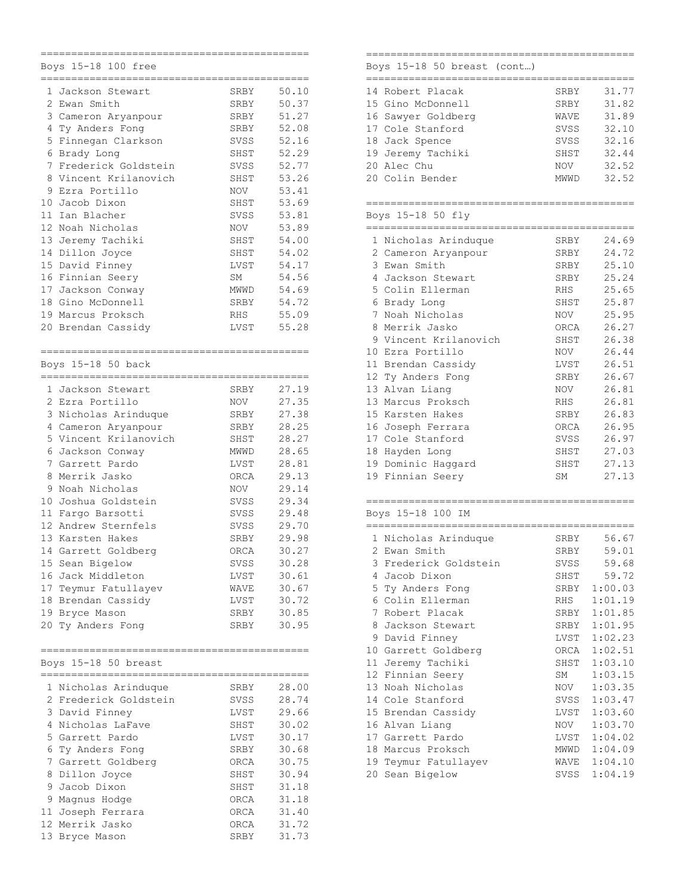## Boys 15-18 100 free

| | | | |
|---|---|---|---|
| 1 | Jackson Stewart | SRBY | 50.10 |
| 2 | Ewan Smith | SRBY | 50.37 |
| 3 | Cameron Aryanpour | SRBY | 51.27 |
| 4 | Ty Anders Fong | SRBY | 52.08 |
| 5 | Finnegan Clarkson | SVSS | 52.16 |
| 6 | Brady Long | SHST | 52.29 |
| 7 | Frederick Goldstein | SVSS | 52.77 |
| 8 | Vincent Krilanovich | SHST | 53.26 |
| 9 | Ezra Portillo | NOV | 53.41 |
| 10 | Jacob Dixon | SHST | 53.69 |
| 11 | Ian Blacher | SVSS | 53.81 |
| 12 | Noah Nicholas | NOV | 53.89 |
| 13 | Jeremy Tachiki | SHST | 54.00 |
| 14 | Dillon Joyce | SHST | 54.02 |
| 15 | David Finney | LVST | 54.17 |
| 16 | Finnian Seery | SM | 54.56 |
| 17 | Jackson Conway | MWWD | 54.69 |
| 18 | Gino McDonnell | SRBY | 54.72 |
| 19 | Marcus Proksch | RHS | 55.09 |
| 20 | Brendan Cassidy | LVST | 55.28 |

## Boys 15-18 50 back

| | | | |
|---|---|---|---|
| 1 | Jackson Stewart | SRBY | 27.19 |
| 2 | Ezra Portillo | NOV | 27.35 |
| 3 | Nicholas Arinduque | SRBY | 27.38 |
| 4 | Cameron Aryanpour | SRBY | 28.25 |
| 5 | Vincent Krilanovich | SHST | 28.27 |
| 6 | Jackson Conway | MWWD | 28.65 |
| 7 | Garrett Pardo | LVST | 28.81 |
| 8 | Merrik Jasko | ORCA | 29.13 |
| 9 | Noah Nicholas | NOV | 29.14 |
| 10 | Joshua Goldstein | SVSS | 29.34 |
| 11 | Fargo Barsotti | SVSS | 29.48 |
| 12 | Andrew Sternfels | SVSS | 29.70 |
| 13 | Karsten Hakes | SRBY | 29.98 |
| 14 | Garrett Goldberg | ORCA | 30.27 |
| 15 | Sean Bigelow | SVSS | 30.28 |
| 16 | Jack Middleton | LVST | 30.61 |
| 17 | Teymur Fatullayev | WAVE | 30.67 |
| 18 | Brendan Cassidy | LVST | 30.72 |
| 19 | Bryce Mason | SRBY | 30.85 |
| 20 | Ty Anders Fong | SRBY | 30.95 |

## Boys 15-18 50 breast

| | | | |
|---|---|---|---|
| 1 | Nicholas Arinduque | SRBY | 28.00 |
| 2 | Frederick Goldstein | SVSS | 28.74 |
| 3 | David Finney | LVST | 29.66 |
| 4 | Nicholas LaFave | SHST | 30.02 |
| 5 | Garrett Pardo | LVST | 30.17 |
| 6 | Ty Anders Fong | SRBY | 30.68 |
| 7 | Garrett Goldberg | ORCA | 30.75 |
| 8 | Dillon Joyce | SHST | 30.94 |
| 9 | Jacob Dixon | SHST | 31.18 |
| 9 | Magnus Hodge | ORCA | 31.18 |
| 11 | Joseph Ferrara | ORCA | 31.40 |
| 12 | Merrik Jasko | ORCA | 31.72 |
| 13 | Bryce Mason | SRBY | 31.73 |
| 14 | Robert Placak | SRBY | 31.77 |
| 15 | Gino McDonnell | SRBY | 31.82 |
| 16 | Sawyer Goldberg | WAVE | 31.89 |
| 17 | Cole Stanford | SVSS | 32.10 |
| 18 | Jack Spence | SVSS | 32.16 |
| 19 | Jeremy Tachiki | SHST | 32.44 |
| 20 | Alec Chu | NOV | 32.52 |
| 20 | Colin Bender | MWWD | 32.52 |

## Boys 15-18 50 fly

| | | | |
|---|---|---|---|
| 1 | Nicholas Arinduque | SRBY | 24.69 |
| 2 | Cameron Aryanpour | SRBY | 24.72 |
| 3 | Ewan Smith | SRBY | 25.10 |
| 4 | Jackson Stewart | SRBY | 25.24 |
| 5 | Colin Ellerman | RHS | 25.65 |
| 6 | Brady Long | SHST | 25.87 |
| 7 | Noah Nicholas | NOV | 25.95 |
| 8 | Merrik Jasko | ORCA | 26.27 |
| 9 | Vincent Krilanovich | SHST | 26.38 |
| 10 | Ezra Portillo | NOV | 26.44 |
| 11 | Brendan Cassidy | LVST | 26.51 |
| 12 | Ty Anders Fong | SRBY | 26.67 |
| 13 | Alvan Liang | NOV | 26.81 |
| 13 | Marcus Proksch | RHS | 26.81 |
| 15 | Karsten Hakes | SRBY | 26.83 |
| 16 | Joseph Ferrara | ORCA | 26.95 |
| 17 | Cole Stanford | SVSS | 26.97 |
| 18 | Hayden Long | SHST | 27.03 |
| 19 | Dominic Haggard | SHST | 27.13 |
| 19 | Finnian Seery | SM | 27.13 |

## Boys 15-18 100 IM

| | | | |
|---|---|---|---|
| 1 | Nicholas Arinduque | SRBY | 56.67 |
| 2 | Ewan Smith | SRBY | 59.01 |
| 3 | Frederick Goldstein | SVSS | 59.68 |
| 4 | Jacob Dixon | SHST | 59.72 |
| 5 | Ty Anders Fong | SRBY | 1:00.03 |
| 6 | Colin Ellerman | RHS | 1:01.19 |
| 7 | Robert Placak | SRBY | 1:01.85 |
| 8 | Jackson Stewart | SRBY | 1:01.95 |
| 9 | David Finney | LVST | 1:02.23 |
| 10 | Garrett Goldberg | ORCA | 1:02.51 |
| 11 | Jeremy Tachiki | SHST | 1:03.10 |
| 12 | Finnian Seery | SM | 1:03.15 |
| 13 | Noah Nicholas | NOV | 1:03.35 |
| 14 | Cole Stanford | SVSS | 1:03.47 |
| 15 | Brendan Cassidy | LVST | 1:03.60 |
| 16 | Alvan Liang | NOV | 1:03.70 |
| 17 | Garrett Pardo | LVST | 1:04.02 |
| 18 | Marcus Proksch | MWWD | 1:04.09 |
| 19 | Teymur Fatullayev | WAVE | 1:04.10 |
| 20 | Sean Bigelow | SVSS | 1:04.19 |